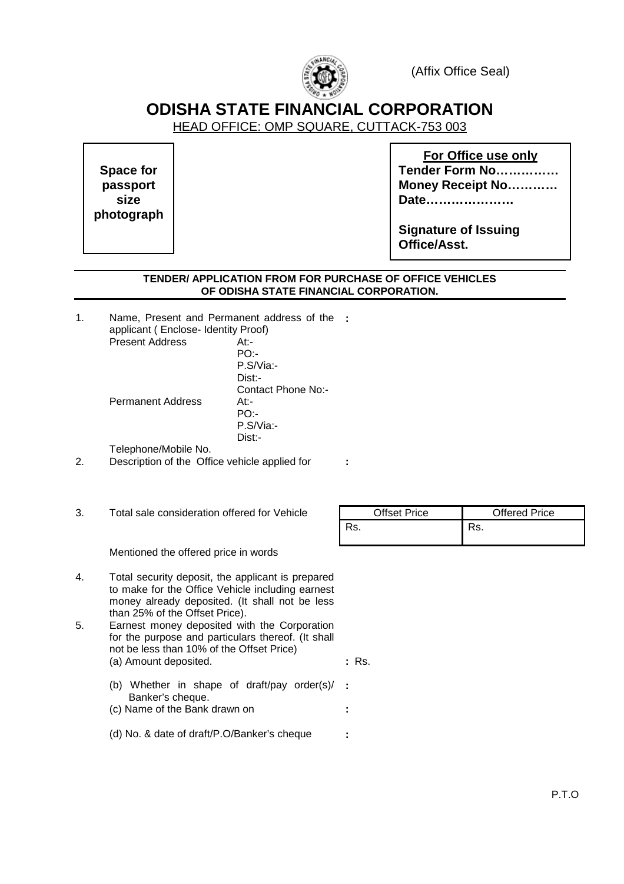(Affix Office Seal)

# ODISHA STATE FINANCIAL CORPORATION

HEAD OFFICE: OMP SQUARE, CUTTACK-753 003

**Space for passport size photograph**

**For Office use only**
**Tender Form No……………**
**Money Receipt No…………**
**Date…………………**

**Signature of Issuing Office/Asst.**

**TENDER/ APPLICATION FROM FOR PURCHASE OF OFFICE VEHICLES OF ODISHA STATE FINANCIAL CORPORATION.**

1. Name, Present and Permanent address of the applicant ( Enclose- Identity Proof) **:**

   Present Address
   At:-
   PO:-
   P.S/Via:-
   Dist:-
   Contact Phone No:-

   Permanent Address
   At:-
   PO:-
   P.S/Via:-
   Dist:-

   Telephone/Mobile No.

2. Description of the Office vehicle applied for **:**

3. Total sale consideration offered for Vehicle

| Offset Price | Offered Price |
|---|---|
| Rs. | Rs. |

   Mentioned the offered price in words

4. Total security deposit, the applicant is prepared to make for the Office Vehicle including earnest money already deposited. (It shall not be less than 25% of the Offset Price).

5. Earnest money deposited with the Corporation for the purpose and particulars thereof. (It shall not be less than 10% of the Offset Price)

   (a) Amount deposited. **:** Rs.

   (b) Whether in shape of draft/pay order(s)/ Banker's cheque. **:**

   (c) Name of the Bank drawn on **:**

   (d) No. & date of draft/P.O/Banker's cheque **:**

P.T.O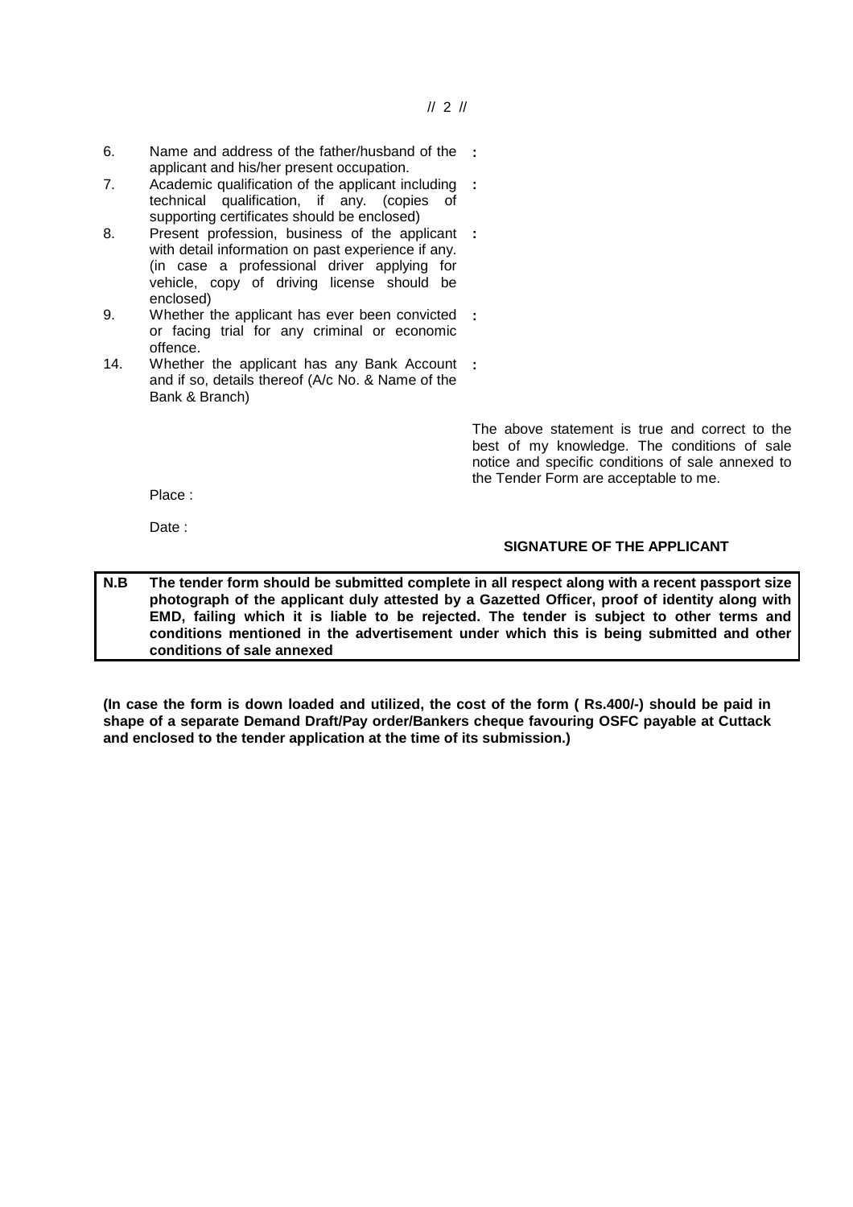6. Name and address of the father/husband of the applicant and his/her present occupation. :
7. Academic qualification of the applicant including technical qualification, if any. (copies of supporting certificates should be enclosed) :
8. Present profession, business of the applicant with detail information on past experience if any. (in case a professional driver applying for vehicle, copy of driving license should be enclosed) :
9. Whether the applicant has ever been convicted or facing trial for any criminal or economic offence. :
14. Whether the applicant has any Bank Account and if so, details thereof (A/c No. & Name of the Bank & Branch) :

The above statement is true and correct to the best of my knowledge. The conditions of sale notice and specific conditions of sale annexed to the Tender Form are acceptable to me.

Place :

Date :

**SIGNATURE OF THE APPLICANT**

| **N.B** | **The tender form should be submitted complete in all respect along with a recent passport size photograph of the applicant duly attested by a Gazetted Officer, proof of identity along with EMD, failing which it is liable to be rejected. The tender is subject to other terms and conditions mentioned in the advertisement under which this is being submitted and other conditions of sale annexed** |
|---|---|

**(In case the form is down loaded and utilized, the cost of the form ( Rs.400/-) should be paid in shape of a separate Demand Draft/Pay order/Bankers cheque favouring OSFC payable at Cuttack and enclosed to the tender application at the time of its submission.)**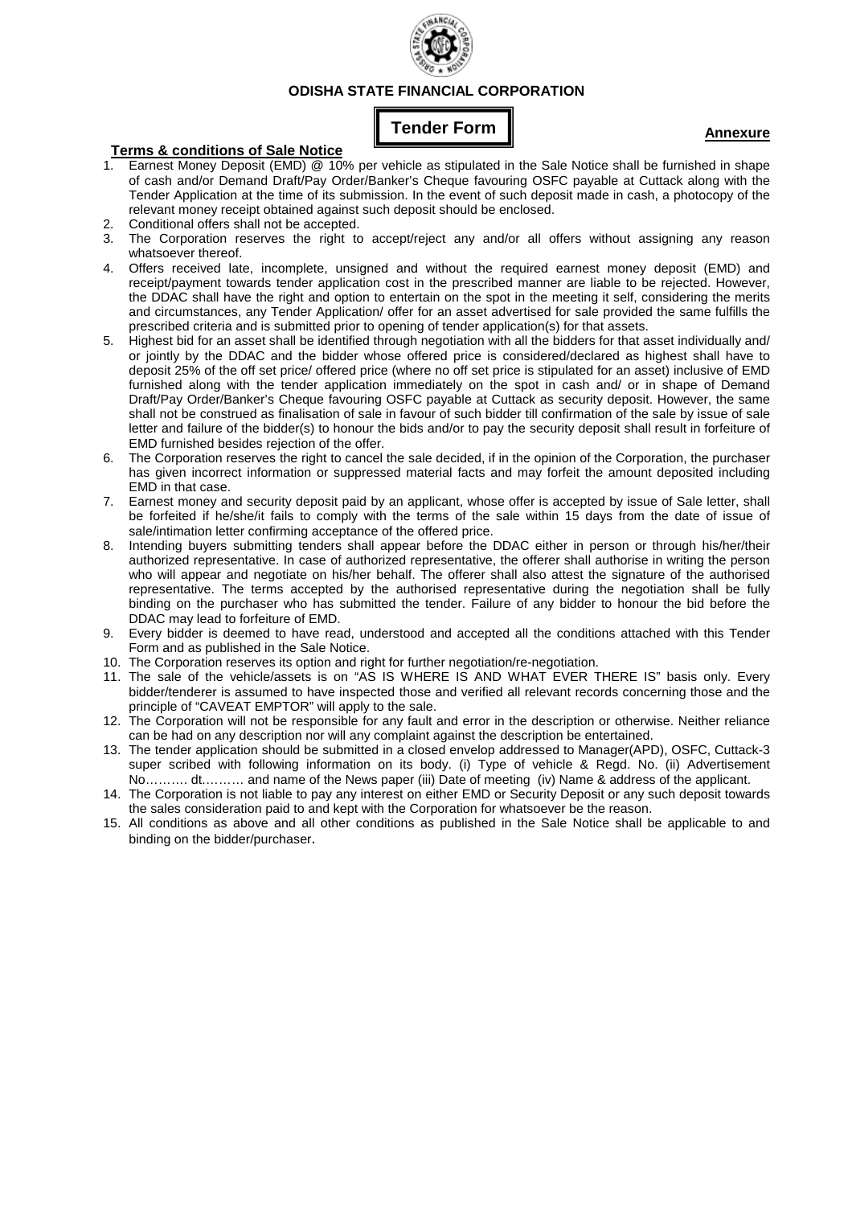# ODISHA STATE FINANCIAL CORPORATION

## Tender Form

**Annexure**

**Terms & conditions of Sale Notice**

1. Earnest Money Deposit (EMD) @ 10% per vehicle as stipulated in the Sale Notice shall be furnished in shape of cash and/or Demand Draft/Pay Order/Banker's Cheque favouring OSFC payable at Cuttack along with the Tender Application at the time of its submission. In the event of such deposit made in cash, a photocopy of the relevant money receipt obtained against such deposit should be enclosed.
2. Conditional offers shall not be accepted.
3. The Corporation reserves the right to accept/reject any and/or all offers without assigning any reason whatsoever thereof.
4. Offers received late, incomplete, unsigned and without the required earnest money deposit (EMD) and receipt/payment towards tender application cost in the prescribed manner are liable to be rejected. However, the DDAC shall have the right and option to entertain on the spot in the meeting it self, considering the merits and circumstances, any Tender Application/ offer for an asset advertised for sale provided the same fulfills the prescribed criteria and is submitted prior to opening of tender application(s) for that assets.
5. Highest bid for an asset shall be identified through negotiation with all the bidders for that asset individually and/ or jointly by the DDAC and the bidder whose offered price is considered/declared as highest shall have to deposit 25% of the off set price/ offered price (where no off set price is stipulated for an asset) inclusive of EMD furnished along with the tender application immediately on the spot in cash and/ or in shape of Demand Draft/Pay Order/Banker's Cheque favouring OSFC payable at Cuttack as security deposit. However, the same shall not be construed as finalisation of sale in favour of such bidder till confirmation of the sale by issue of sale letter and failure of the bidder(s) to honour the bids and/or to pay the security deposit shall result in forfeiture of EMD furnished besides rejection of the offer.
6. The Corporation reserves the right to cancel the sale decided, if in the opinion of the Corporation, the purchaser has given incorrect information or suppressed material facts and may forfeit the amount deposited including EMD in that case.
7. Earnest money and security deposit paid by an applicant, whose offer is accepted by issue of Sale letter, shall be forfeited if he/she/it fails to comply with the terms of the sale within 15 days from the date of issue of sale/intimation letter confirming acceptance of the offered price.
8. Intending buyers submitting tenders shall appear before the DDAC either in person or through his/her/their authorized representative. In case of authorized representative, the offerer shall authorise in writing the person who will appear and negotiate on his/her behalf. The offerer shall also attest the signature of the authorised representative. The terms accepted by the authorised representative during the negotiation shall be fully binding on the purchaser who has submitted the tender. Failure of any bidder to honour the bid before the DDAC may lead to forfeiture of EMD.
9. Every bidder is deemed to have read, understood and accepted all the conditions attached with this Tender Form and as published in the Sale Notice.
10. The Corporation reserves its option and right for further negotiation/re-negotiation.
11. The sale of the vehicle/assets is on "AS IS WHERE IS AND WHAT EVER THERE IS" basis only. Every bidder/tenderer is assumed to have inspected those and verified all relevant records concerning those and the principle of "CAVEAT EMPTOR" will apply to the sale.
12. The Corporation will not be responsible for any fault and error in the description or otherwise. Neither reliance can be had on any description nor will any complaint against the description be entertained.
13. The tender application should be submitted in a closed envelop addressed to Manager(APD), OSFC, Cuttack-3 super scribed with following information on its body. (i) Type of vehicle & Regd. No. (ii) Advertisement No………. dt………. and name of the News paper (iii) Date of meeting (iv) Name & address of the applicant.
14. The Corporation is not liable to pay any interest on either EMD or Security Deposit or any such deposit towards the sales consideration paid to and kept with the Corporation for whatsoever be the reason.
15. All conditions as above and all other conditions as published in the Sale Notice shall be applicable to and binding on the bidder/purchaser.